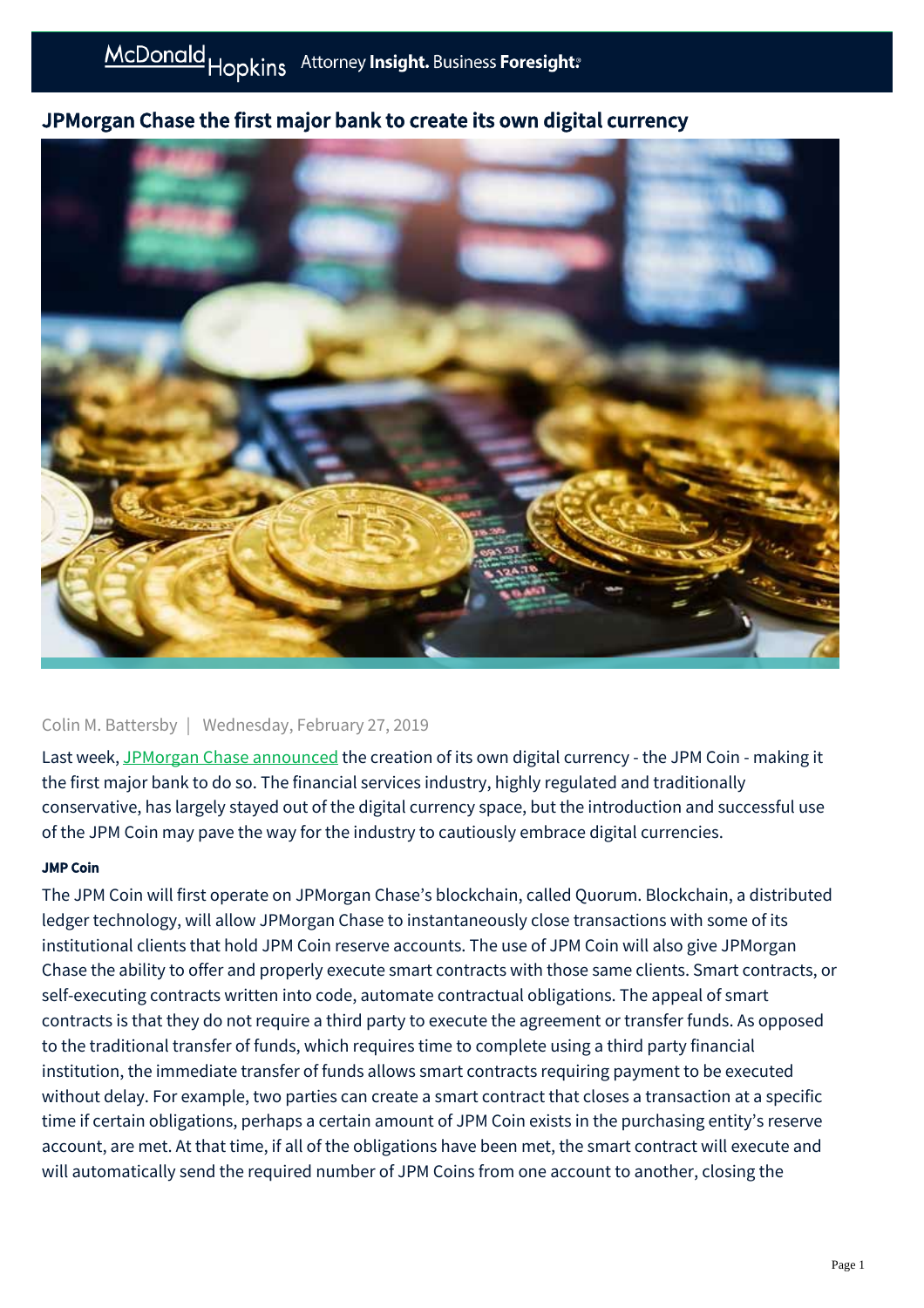# JPMorgan Chase the first major bank to create its own digital currency

Colin M. Battersby | Wednesday, February 27, 2019

Last week, JPMorgan Chase announced the creation of its own digital currency - the JPM Coin - making it the first major bank to do so. The financial services industry, highly regulated and traditionally conservative, has largely stayed out of the digital currency space, but the introduction and successful use of the JPM Coin may pave the way for the industry to cautiously embrace digital currencies.

#### JMP Coin

The JPM Coin will first operate on JPMorgan Chase's blockchain, called Quorum. Blockchain, a distributed ledger technology, will allow JPMorgan Chase to instantaneously close transactions with some of its institutional clients that hold JPM Coin reserve accounts. The use of JPM Coin will also give JPMorgan Chase the ability to offer and properly execute smart contracts with those same clients. Smart contracts, or self-executing contracts written into code, automate contractual obligations. The appeal of smart contracts is that they do not require a third party to execute the agreement or transfer funds. As opposed to the traditional transfer of funds, which requires time to complete using a third party financial institution, the immediate transfer of funds allows smart contracts requiring payment to be executed without delay. For example, two parties can create a smart contract that closes a transaction at a specific time if certain obligations, perhaps a certain amount of JPM Coin exists in the purchasing entity's reserve account, are met. At that time, if all of the obligations have been met, the smart contract will execute and will automatically send the required number of JPM Coins from one account to another, closing the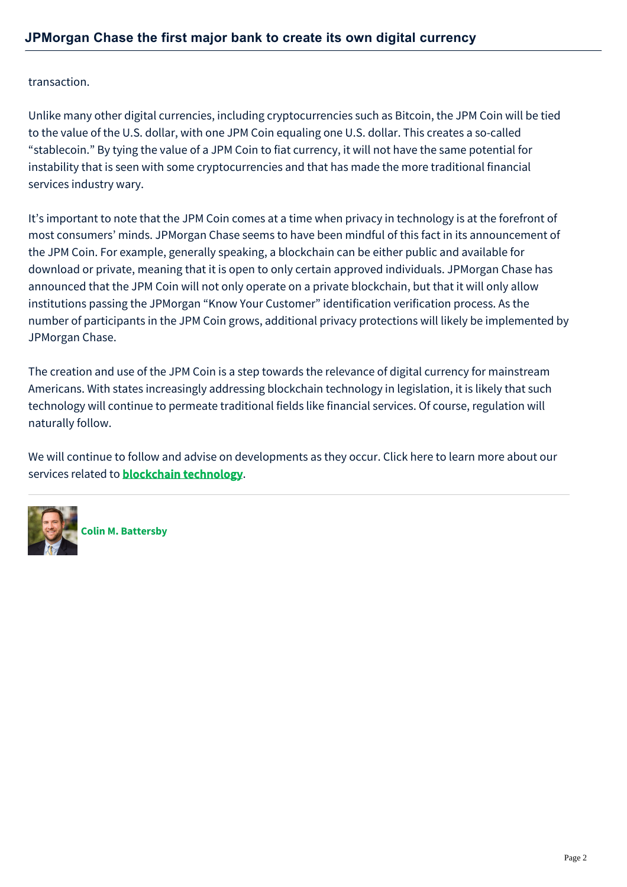transaction.

Unlike many other digital currencies, including cryptocurrencies such as Bitcoin, the JPM Coin will be tied to the value of the U.S. dollar, with one JPM Coin equaling one U.S. dollar. This creates a so-called "stablecoin." By tying the value of a JPM Coin to fiat currency, it will not have the same potential for instability that is seen with some cryptocurrencies and that has made the more traditional financial services industry wary.

It's important to note that the JPM Coin comes at a time when privacy in technology is at the forefront of most consumers' minds. JPMorgan Chase seems to have been mindful of this fact in its announcement of the JPM Coin. For example, generally speaking, a blockchain can be either public and available for download or private, meaning that it is open to only certain approved individuals. JPMorgan Chase has announced that the JPM Coin will not only operate on a private blockchain, but that it will only allow institutions passing the JPMorgan "Know Your Customer" identification verification process. As the number of participants in the JPM Coin grows, additional privacy protections will likely be implemented by JPMorgan Chase.

The creation and use of the JPM Coin is a step towards the relevance of digital currency for mainstream Americans. With states increasingly addressing blockchain technology in legislation, it is likely that such technology will continue to permeate traditional fields like financial services. Of course, regulation will naturally follow.

We will continue to follow and advise on developments as they occur. Click here to learn more about our services related to **blockchain technology**.

---

**Colin M. Battersby**